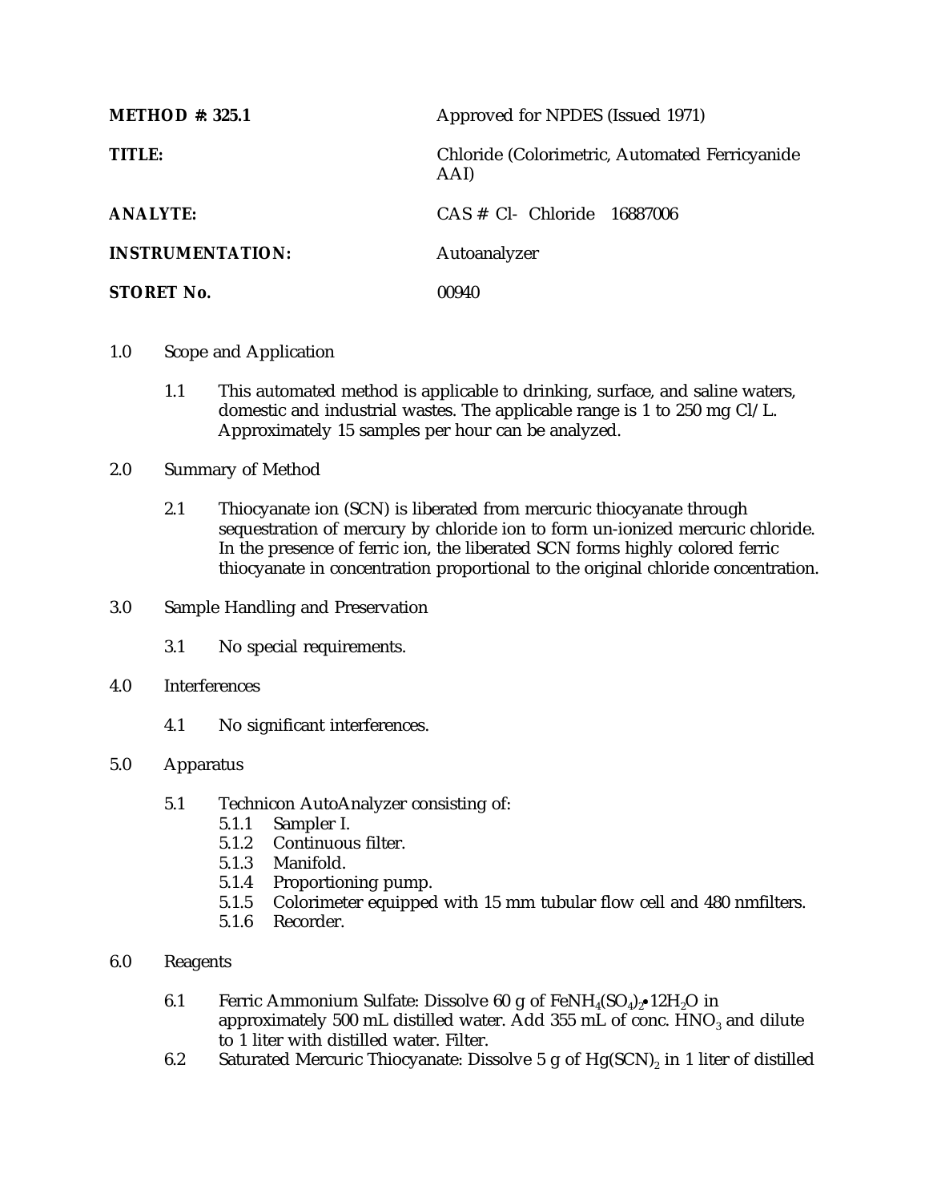**METHOD #: 325.1** Approved for NPDES (Issued 1971)

**TITLE:** Chloride (Colorimetric, Automated Ferricyanide AAI)

**ANALYTE:** CAS # Cl- Chloride 16887006

**INSTRUMENTATION:** Autoanalyzer

**STORET No.** 00940

1.0 Scope and Application

1.1 This automated method is applicable to drinking, surface, and saline waters, domestic and industrial wastes. The applicable range is 1 to 250 mg Cl/L. Approximately 15 samples per hour can be analyzed.

2.0 Summary of Method

2.1 Thiocyanate ion (SCN) is liberated from mercuric thiocyanate through sequestration of mercury by chloride ion to form un-ionized mercuric chloride. In the presence of ferric ion, the liberated SCN forms highly colored ferric thiocyanate in concentration proportional to the original chloride concentration.

3.0 Sample Handling and Preservation

3.1 No special requirements.

4.0 Interferences

4.1 No significant interferences.

5.0 Apparatus

5.1 Technicon AutoAnalyzer consisting of:
- 5.1.1 Sampler I.
- 5.1.2 Continuous filter.
- 5.1.3 Manifold.
- 5.1.4 Proportioning pump.
- 5.1.5 Colorimeter equipped with 15 mm tubular flow cell and 480 nmfilters.
- 5.1.6 Recorder.

6.0 Reagents

6.1 Ferric Ammonium Sulfate: Dissolve 60 g of $FeNH_4(SO_4)_2 \cdot 12H_2O$ in approximately 500 mL distilled water. Add 355 mL of conc. $HNO_3$ and dilute to 1 liter with distilled water. Filter.

6.2 Saturated Mercuric Thiocyanate: Dissolve 5 g of $Hg(SCN)_2$ in 1 liter of distilled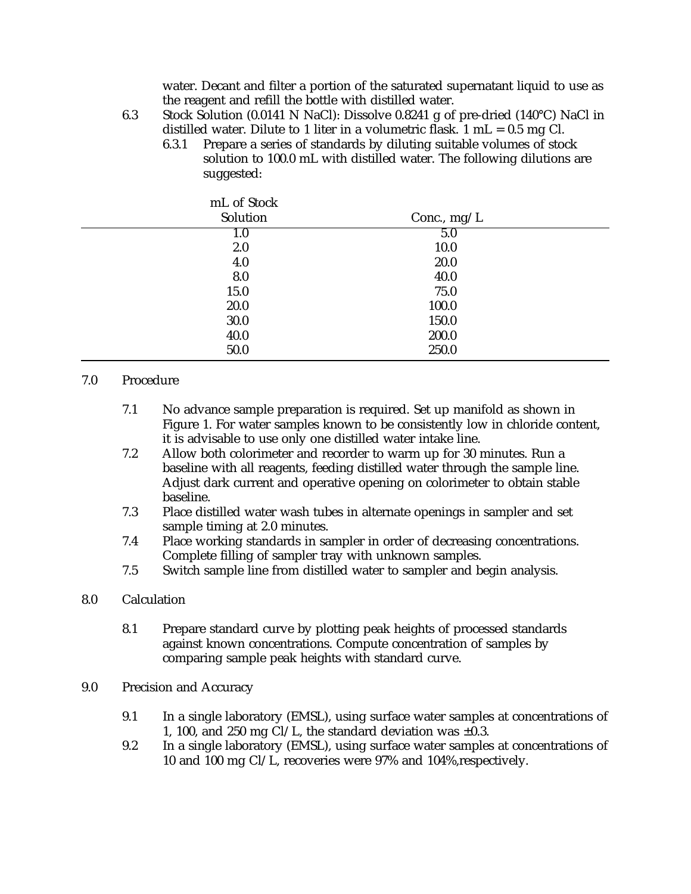water. Decant and filter a portion of the saturated supernatant liquid to use as the reagent and refill the bottle with distilled water.

6.3 Stock Solution (0.0141 N NaCl): Dissolve 0.8241 g of pre-dried (140°C) NaCl in distilled water. Dilute to 1 liter in a volumetric flask. 1 mL = 0.5 mg Cl.

6.3.1 Prepare a series of standards by diluting suitable volumes of stock solution to 100.0 mL with distilled water. The following dilutions are suggested:

| mL of Stock Solution | Conc., mg/L |
|---|---|
| 1.0 | 5.0 |
| 2.0 | 10.0 |
| 4.0 | 20.0 |
| 8.0 | 40.0 |
| 15.0 | 75.0 |
| 20.0 | 100.0 |
| 30.0 | 150.0 |
| 40.0 | 200.0 |
| 50.0 | 250.0 |

## 7.0 Procedure

7.1 No advance sample preparation is required. Set up manifold as shown in Figure 1. For water samples known to be consistently low in chloride content, it is advisable to use only one distilled water intake line.

7.2 Allow both colorimeter and recorder to warm up for 30 minutes. Run a baseline with all reagents, feeding distilled water through the sample line. Adjust dark current and operative opening on colorimeter to obtain stable baseline.

7.3 Place distilled water wash tubes in alternate openings in sampler and set sample timing at 2.0 minutes.

7.4 Place working standards in sampler in order of decreasing concentrations. Complete filling of sampler tray with unknown samples.

7.5 Switch sample line from distilled water to sampler and begin analysis.

## 8.0 Calculation

8.1 Prepare standard curve by plotting peak heights of processed standards against known concentrations. Compute concentration of samples by comparing sample peak heights with standard curve.

## 9.0 Precision and Accuracy

9.1 In a single laboratory (EMSL), using surface water samples at concentrations of 1, 100, and 250 mg Cl/L, the standard deviation was ±0.3.

9.2 In a single laboratory (EMSL), using surface water samples at concentrations of 10 and 100 mg Cl/L, recoveries were 97% and 104%,respectively.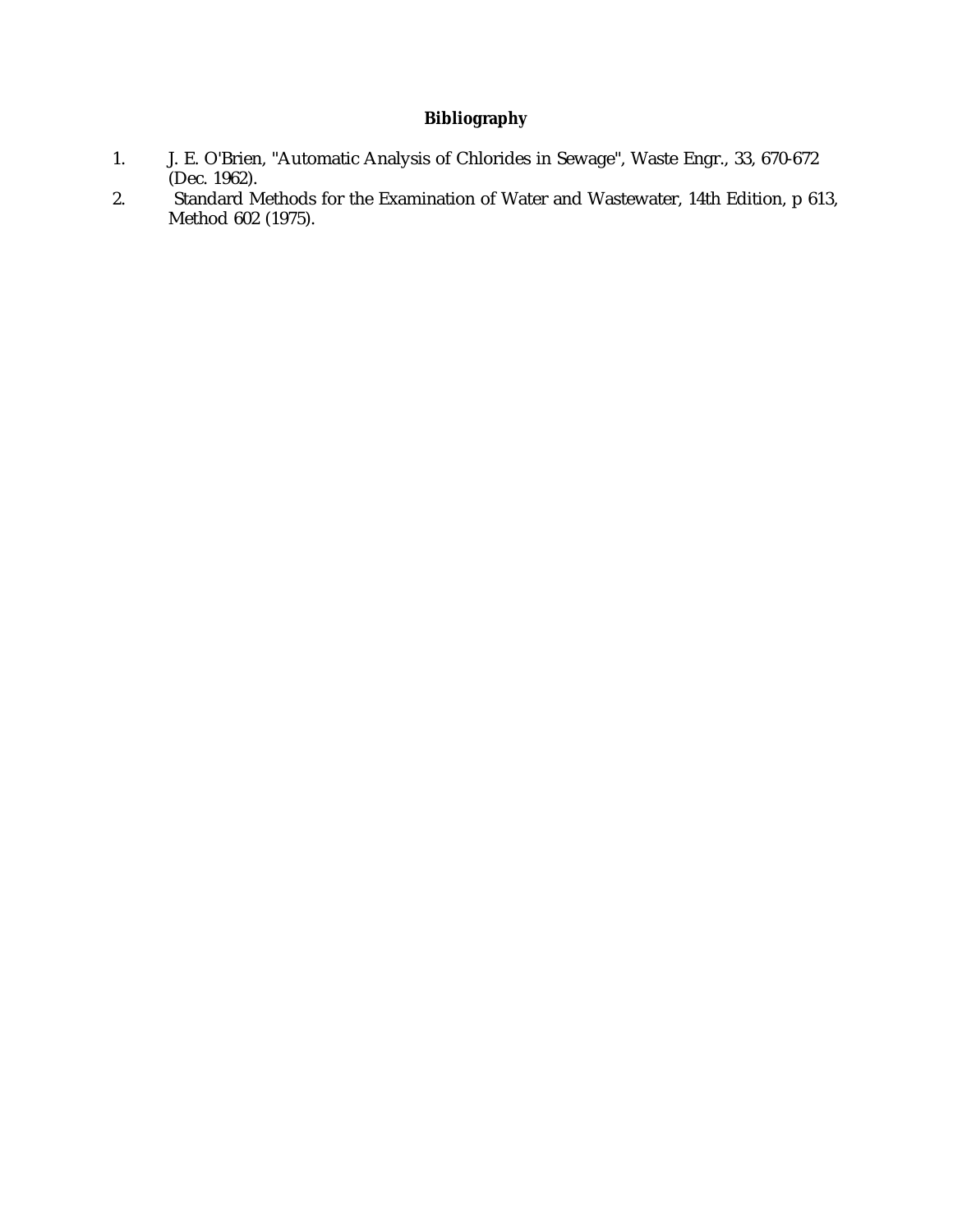## Bibliography

1. J. E. O'Brien, "Automatic Analysis of Chlorides in Sewage", Waste Engr., 33, 670-672 (Dec. 1962).
2. Standard Methods for the Examination of Water and Wastewater, 14th Edition, p 613, Method 602 (1975).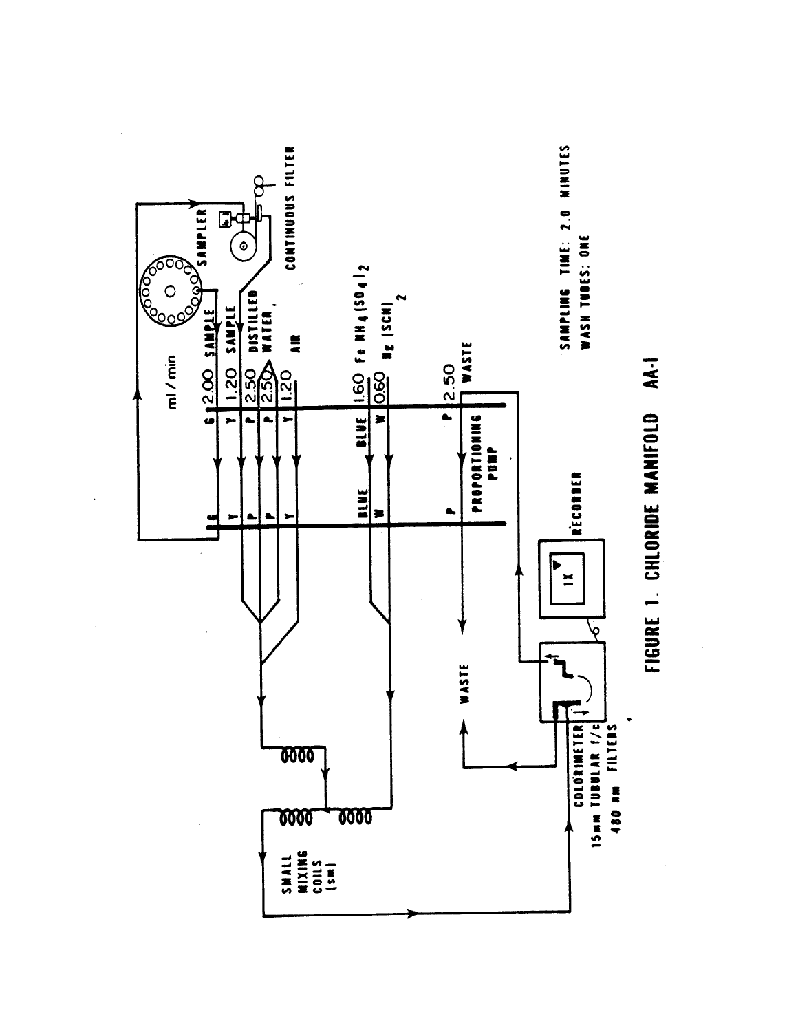ml/min

2.00 SAMPLE

1.20 SAMPLE

2.50 DISTILLED WATER

2.50

1.20 AIR

1.60 Fe $NH_4(SO_4)_2$

0.60 Hg $(SCN)_2$

2.50 WASTE

G Y P P Y BLUE W P

PROPORTIONING PUMP

SAMPLER

CONTINUOUS FILTER

SMALL MIXING COILS (sm)

WASTE

COLORIMETER 15mm TUBULAR f/c 480 nm FILTERS

RECORDER

1X

SAMPLING TIME: 2.0 MINUTES

WASH TUBES: ONE

FIGURE 1. CHLORIDE MANIFOLD AA-I